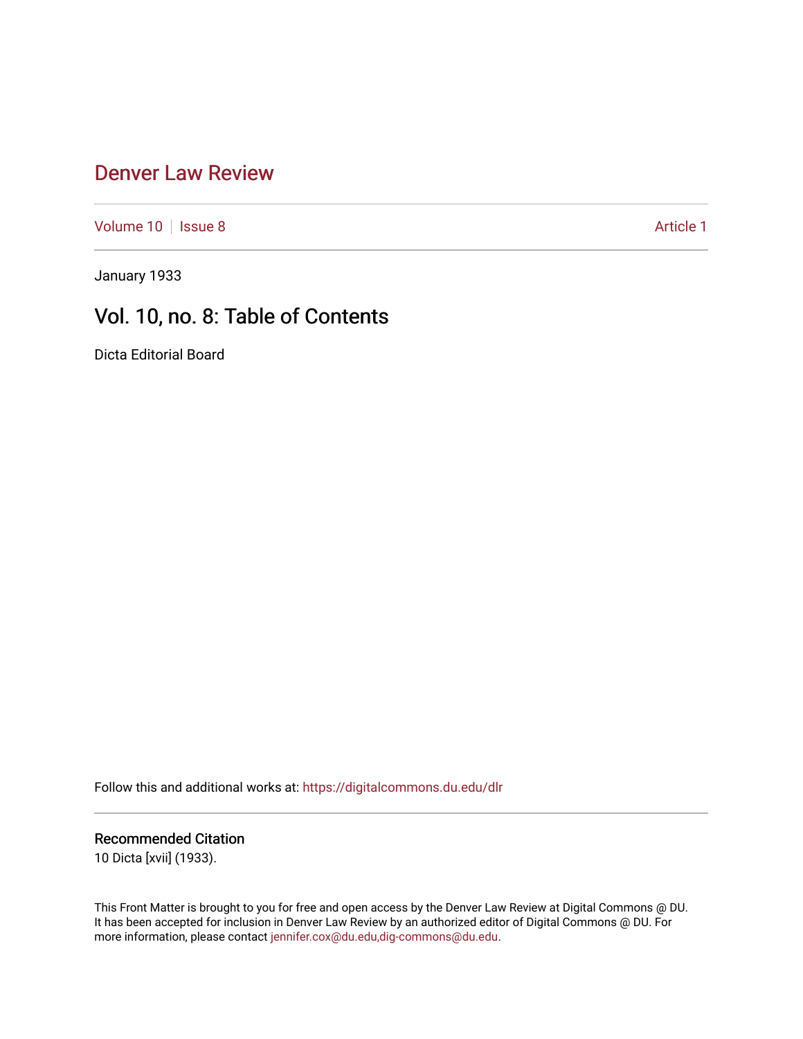# Denver Law Review

Volume 10 | Issue 8 | Article 1

January 1933

## Vol. 10, no. 8: Table of Contents

Dicta Editorial Board

Follow this and additional works at: https://digitalcommons.du.edu/dlr

### Recommended Citation

10 Dicta [xvii] (1933).

This Front Matter is brought to you for free and open access by the Denver Law Review at Digital Commons @ DU. It has been accepted for inclusion in Denver Law Review by an authorized editor of Digital Commons @ DU. For more information, please contact jennifer.cox@du.edu,dig-commons@du.edu.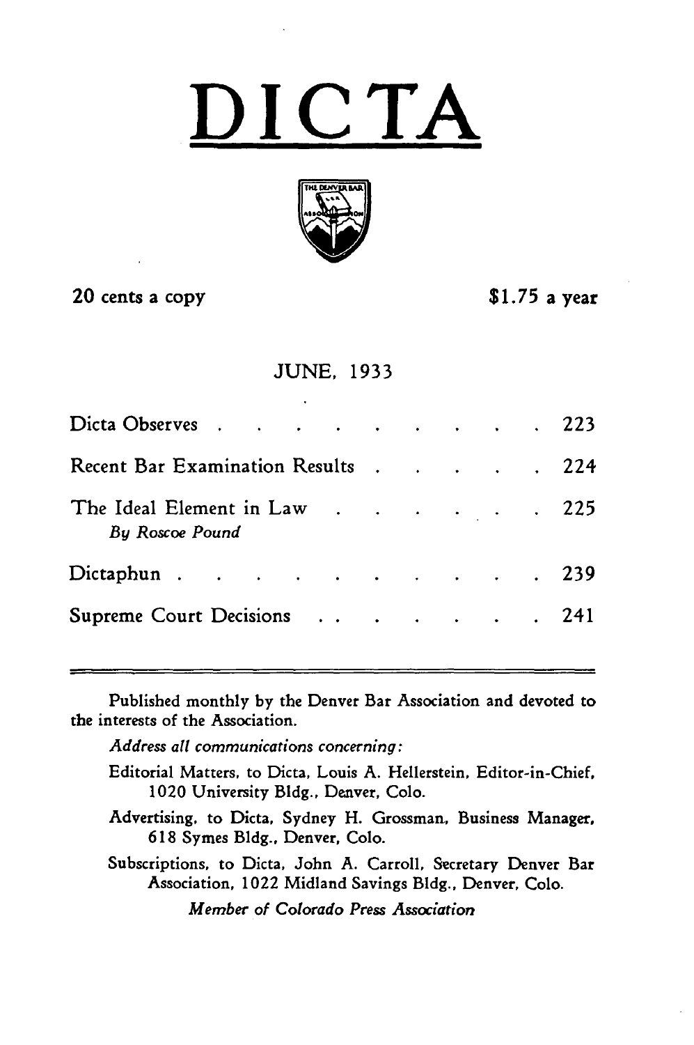# DICTA

20 cents a copy $1.75 a year

JUNE, 1933

| | |
|---|---|
| Dicta Observes | 223 |
| Recent Bar Examination Results | 224 |
| The Ideal Element in Law<br>*By Roscoe Pound* | 225 |
| Dictaphun | 239 |
| Supreme Court Decisions | 241 |

---

Published monthly by the Denver Bar Association and devoted to the interests of the Association.

*Address all communications concerning:*

Editorial Matters, to Dicta, Louis A. Hellerstein, Editor-in-Chief, 1020 University Bldg., Denver, Colo.

Advertising, to Dicta, Sydney H. Grossman, Business Manager, 618 Symes Bldg., Denver, Colo.

Subscriptions, to Dicta, John A. Carroll, Secretary Denver Bar Association, 1022 Midland Savings Bldg., Denver, Colo.

*Member of Colorado Press Association*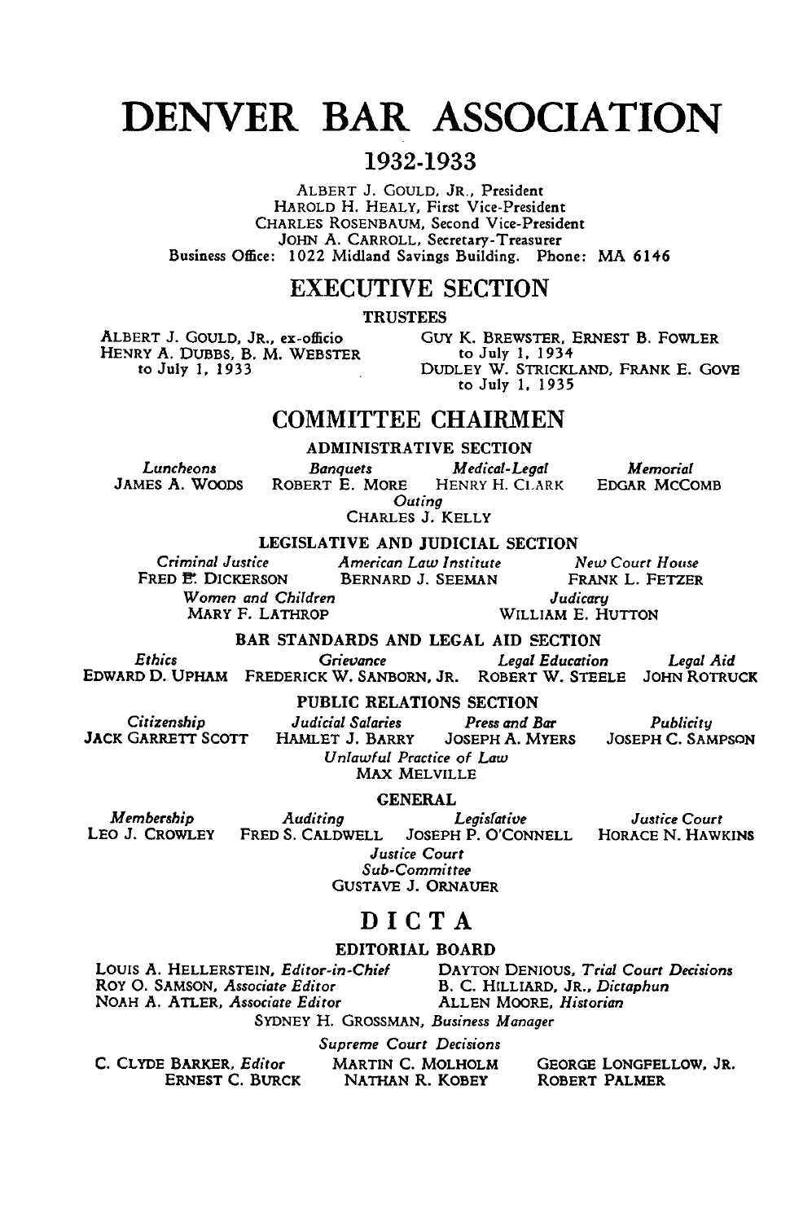# DENVER BAR ASSOCIATION

## 1932-1933

ALBERT J. GOULD, JR., President
HAROLD H. HEALY, First Vice-President
CHARLES ROSENBAUM, Second Vice-President
JOHN A. CARROLL, Secretary-Treasurer
Business Office: 1022 Midland Savings Building. Phone: MA 6146

## EXECUTIVE SECTION

### TRUSTEES

ALBERT J. GOULD, JR., ex-officio
HENRY A. DUBBS, B. M. WEBSTER to July 1, 1933
GUY K. BREWSTER, ERNEST B. FOWLER to July 1, 1934
DUDLEY W. STRICKLAND, FRANK E. GOVE to July 1, 1935

## COMMITTEE CHAIRMEN

### ADMINISTRATIVE SECTION

*Luncheons* — JAMES A. WOODS
*Banquets* — ROBERT E. MORE
*Medical-Legal* — HENRY H. CLARK
*Memorial* — EDGAR MCCOMB
*Outing* — CHARLES J. KELLY

### LEGISLATIVE AND JUDICIAL SECTION

*Criminal Justice* — FRED E. DICKERSON
*American Law Institute* — BERNARD J. SEEMAN
*New Court House* — FRANK L. FETZER
*Women and Children* — MARY F. LATHROP
*Judicary* — WILLIAM E. HUTTON

### BAR STANDARDS AND LEGAL AID SECTION

*Ethics* — EDWARD D. UPHAM
*Grievance* — FREDERICK W. SANBORN, JR.
*Legal Education* — ROBERT W. STEELE
*Legal Aid* — JOHN ROTRUCK

### PUBLIC RELATIONS SECTION

*Citizenship* — JACK GARRETT SCOTT
*Judicial Salaries* — HAMLET J. BARRY
*Press and Bar* — JOSEPH A. MYERS
*Publicity* — JOSEPH C. SAMPSON
*Unlawful Practice of Law* — MAX MELVILLE

### GENERAL

*Membership* — LEO J. CROWLEY
*Auditing* — FRED S. CALDWELL
*Legislative* — JOSEPH P. O'CONNELL
*Justice Court* — HORACE N. HAWKINS
*Justice Court Sub-Committee* — GUSTAVE J. ORNAUER

## DICTA

### EDITORIAL BOARD

LOUIS A. HELLERSTEIN, *Editor-in-Chief*
ROY O. SAMSON, *Associate Editor*
NOAH A. ATLER, *Associate Editor*
DAYTON DENIOUS, *Trial Court Decisions*
B. C. HILLIARD, JR., *Dictaphun*
ALLEN MOORE, *Historian*
SYDNEY H. GROSSMAN, *Business Manager*

*Supreme Court Decisions*

C. CLYDE BARKER, *Editor*
MARTIN C. MOLHOLM
GEORGE LONGFELLOW, JR.
ERNEST C. BURCK
NATHAN R. KOBEY
ROBERT PALMER